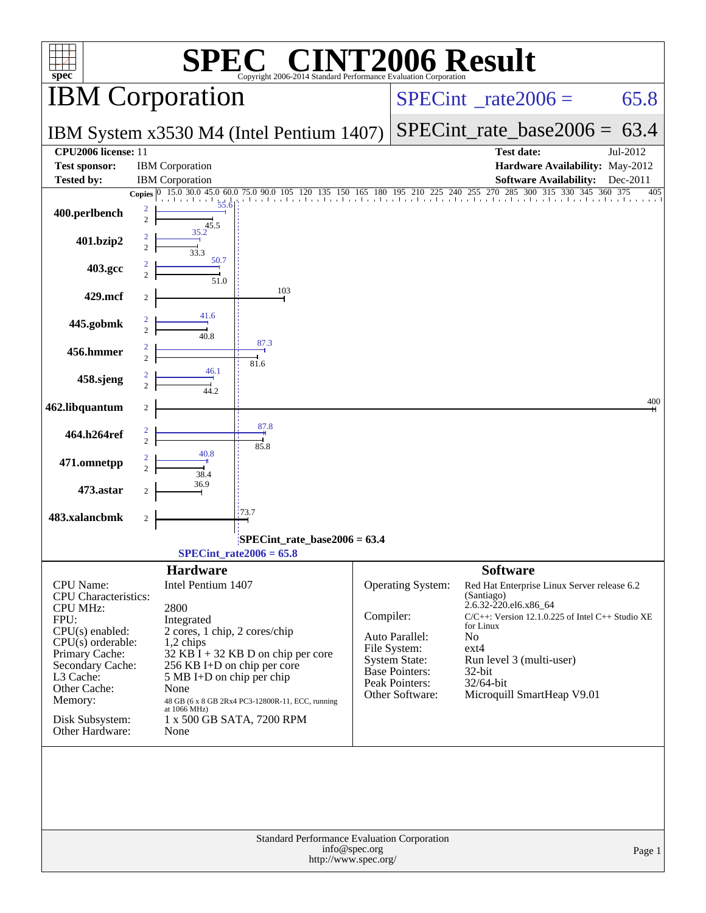# SPEC CINT2006 Result

Copyright 2006-2014 Standard Performance Evaluation Corporation

## IBM Corporation

IBM System x3530 M4 (Intel Pentium 1407)

SPECint_rate2006 = 65.8

SPECint_rate_base2006 = 63.4

| | | | |
|---|---|---|---|
| **CPU2006 license:** | 11 | **Test date:** | Jul-2012 |
| **Test sponsor:** | IBM Corporation | **Hardware Availability:** | May-2012 |
| **Tested by:** | IBM Corporation | **Software Availability:** | Dec-2011 |

| Benchmark | Copies (peak) | Peak | Copies (base) | Base |
|---|---|---|---|---|
| 400.perlbench | 2 | 55.6 | 2 | 45.5 |
| 401.bzip2 | 2 | 35.2 | 2 | 33.3 |
| 403.gcc | 2 | 50.7 | 2 | 51.0 |
| 429.mcf | | | 2 | 103 |
| 445.gobmk | 2 | 41.6 | 2 | 40.8 |
| 456.hmmer | 2 | 87.3 | 2 | 81.6 |
| 458.sjeng | 2 | 46.1 | 2 | 44.2 |
| 462.libquantum | | | 2 | 400 |
| 464.h264ref | 2 | 87.8 | 2 | 85.8 |
| 471.omnetpp | 2 | 40.8 | 2 | 38.4 |
| 473.astar | | | 2 | 36.9 |
| 483.xalancbmk | | | 2 | 73.7 |

SPECint_rate_base2006 = 63.4

SPECint_rate2006 = 65.8

## Hardware

| | |
|---|---|
| CPU Name: | Intel Pentium 1407 |
| CPU Characteristics: | |
| CPU MHz: | 2800 |
| FPU: | Integrated |
| CPU(s) enabled: | 2 cores, 1 chip, 2 cores/chip |
| CPU(s) orderable: | 1,2 chips |
| Primary Cache: | 32 KB I + 32 KB D on chip per core |
| Secondary Cache: | 256 KB I+D on chip per core |
| L3 Cache: | 5 MB I+D on chip per chip |
| Other Cache: | None |
| Memory: | 48 GB (6 x 8 GB 2Rx4 PC3-12800R-11, ECC, running at 1066 MHz) |
| Disk Subsystem: | 1 x 500 GB SATA, 7200 RPM |
| Other Hardware: | None |

## Software

| | |
|---|---|
| Operating System: | Red Hat Enterprise Linux Server release 6.2 (Santiago) 2.6.32-220.el6.x86_64 |
| Compiler: | C/C++: Version 12.1.0.225 of Intel C++ Studio XE for Linux |
| Auto Parallel: | No |
| File System: | ext4 |
| System State: | Run level 3 (multi-user) |
| Base Pointers: | 32-bit |
| Peak Pointers: | 32/64-bit |
| Other Software: | Microquill SmartHeap V9.01 |

Standard Performance Evaluation Corporation
info@spec.org
http://www.spec.org/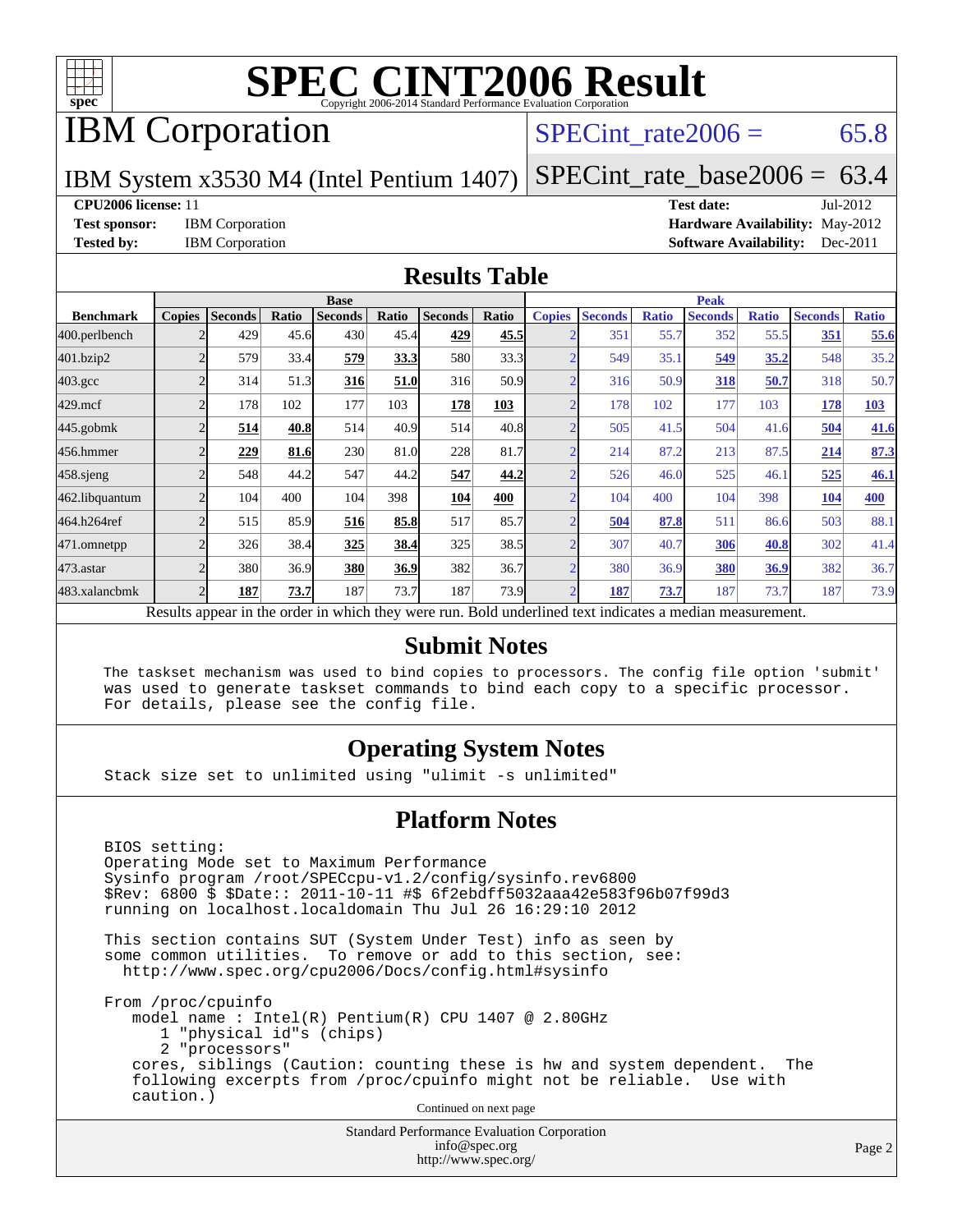# SPEC CINT2006 Result

Copyright 2006-2014 Standard Performance Evaluation Corporation

## IBM Corporation

IBM System x3530 M4 (Intel Pentium 1407)

SPECint_rate2006 = 65.8

SPECint_rate_base2006 = 63.4

**CPU2006 license:** 11
**Test sponsor:** IBM Corporation
**Tested by:** IBM Corporation
**Test date:** Jul-2012
**Hardware Availability:** May-2012
**Software Availability:** Dec-2011

## Results Table

| Benchmark | Base | | | | | | | Peak | | | | | | |
|---|---|---|---|---|---|---|---|---|---|---|---|---|---|---|
| | Copies | Seconds | Ratio | Seconds | Ratio | Seconds | Ratio | Copies | Seconds | Ratio | Seconds | Ratio | Seconds | Ratio |
| 400.perlbench | 2 | 429 | 45.6 | 430 | 45.4 | **429** | **45.5** | 2 | 351 | 55.7 | 352 | 55.5 | **351** | **55.6** |
| 401.bzip2 | 2 | 579 | 33.4 | **579** | **33.3** | 580 | 33.3 | 2 | 549 | 35.1 | **549** | **35.2** | 548 | 35.2 |
| 403.gcc | 2 | 314 | 51.3 | **316** | **51.0** | 316 | 50.9 | 2 | 316 | 50.9 | **318** | **50.7** | 318 | 50.7 |
| 429.mcf | 2 | 178 | 102 | 177 | 103 | **178** | **103** | 2 | 178 | 102 | 177 | 103 | **178** | **103** |
| 445.gobmk | 2 | **514** | **40.8** | 514 | 40.9 | 514 | 40.8 | 2 | 505 | 41.5 | 504 | 41.6 | **504** | **41.6** |
| 456.hmmer | 2 | **229** | **81.6** | 230 | 81.0 | 228 | 81.7 | 2 | 214 | 87.2 | 213 | 87.5 | **214** | **87.3** |
| 458.sjeng | 2 | 548 | 44.2 | 547 | 44.2 | **547** | **44.2** | 2 | 526 | 46.0 | 525 | 46.1 | **525** | **46.1** |
| 462.libquantum | 2 | 104 | 400 | 104 | 398 | **104** | **400** | 2 | 104 | 400 | 104 | 398 | **104** | **400** |
| 464.h264ref | 2 | 515 | 85.9 | **516** | **85.8** | 517 | 85.7 | 2 | **504** | **87.8** | 511 | 86.6 | 503 | 88.1 |
| 471.omnetpp | 2 | 326 | 38.4 | **325** | **38.4** | 325 | 38.5 | 2 | 307 | 40.7 | **306** | **40.8** | 302 | 41.4 |
| 473.astar | 2 | 380 | 36.9 | **380** | **36.9** | 382 | 36.7 | 2 | 380 | 36.9 | **380** | **36.9** | 382 | 36.7 |
| 483.xalancbmk | 2 | **187** | **73.7** | 187 | 73.7 | 187 | 73.9 | 2 | **187** | **73.7** | 187 | 73.7 | 187 | 73.9 |

Results appear in the order in which they were run. Bold underlined text indicates a median measurement.

## Submit Notes

```
The taskset mechanism was used to bind copies to processors. The config file option 'submit'
was used to generate taskset commands to bind each copy to a specific processor.
For details, please see the config file.
```

## Operating System Notes

```
Stack size set to unlimited using "ulimit -s unlimited"
```

## Platform Notes

```
BIOS setting:
Operating Mode set to Maximum Performance
Sysinfo program /root/SPECcpu-v1.2/config/sysinfo.rev6800
$Rev: 6800 $ $Date:: 2011-10-11 #$ 6f2ebdff5032aaa42e583f96b07f99d3
running on localhost.localdomain Thu Jul 26 16:29:10 2012

This section contains SUT (System Under Test) info as seen by
some common utilities.  To remove or add to this section, see:
  http://www.spec.org/cpu2006/Docs/config.html#sysinfo

From /proc/cpuinfo
   model name : Intel(R) Pentium(R) CPU 1407 @ 2.80GHz
      1 "physical id"s (chips)
      2 "processors"
   cores, siblings (Caution: counting these is hw and system dependent.  The
   following excerpts from /proc/cpuinfo might not be reliable.  Use with
   caution.)
```

Continued on next page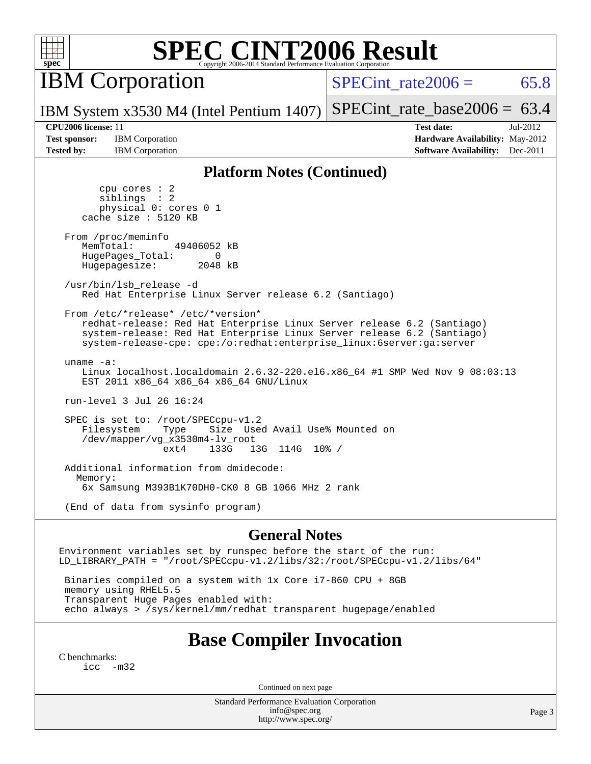## Platform Notes (Continued)

```
      cpu cores : 2
      siblings  : 2
      physical 0: cores 0 1
   cache size : 5120 KB

 From /proc/meminfo
    MemTotal:       49406052 kB
    HugePages_Total:       0
    Hugepagesize:       2048 kB

 /usr/bin/lsb_release -d
    Red Hat Enterprise Linux Server release 6.2 (Santiago)

 From /etc/*release* /etc/*version*
    redhat-release: Red Hat Enterprise Linux Server release 6.2 (Santiago)
    system-release: Red Hat Enterprise Linux Server release 6.2 (Santiago)
    system-release-cpe: cpe:/o:redhat:enterprise_linux:6server:ga:server

 uname -a:
    Linux localhost.localdomain 2.6.32-220.el6.x86_64 #1 SMP Wed Nov 9 08:03:13
    EST 2011 x86_64 x86_64 x86_64 GNU/Linux

 run-level 3 Jul 26 16:24

 SPEC is set to: /root/SPECcpu-v1.2
    Filesystem    Type    Size  Used Avail Use% Mounted on
    /dev/mapper/vg_x3530m4-lv_root
                  ext4    133G   13G  114G  10% /

 Additional information from dmidecode:
   Memory:
    6x Samsung M393B1K70DH0-CK0 8 GB 1066 MHz 2 rank

 (End of data from sysinfo program)
```

## General Notes

```
Environment variables set by runspec before the start of the run:
LD_LIBRARY_PATH = "/root/SPECcpu-v1.2/libs/32:/root/SPECcpu-v1.2/libs/64"

 Binaries compiled on a system with 1x Core i7-860 CPU + 8GB
 memory using RHEL5.5
 Transparent Huge Pages enabled with:
 echo always > /sys/kernel/mm/redhat_transparent_hugepage/enabled
```

# Base Compiler Invocation

C benchmarks:

```
icc  -m32
```

Continued on next page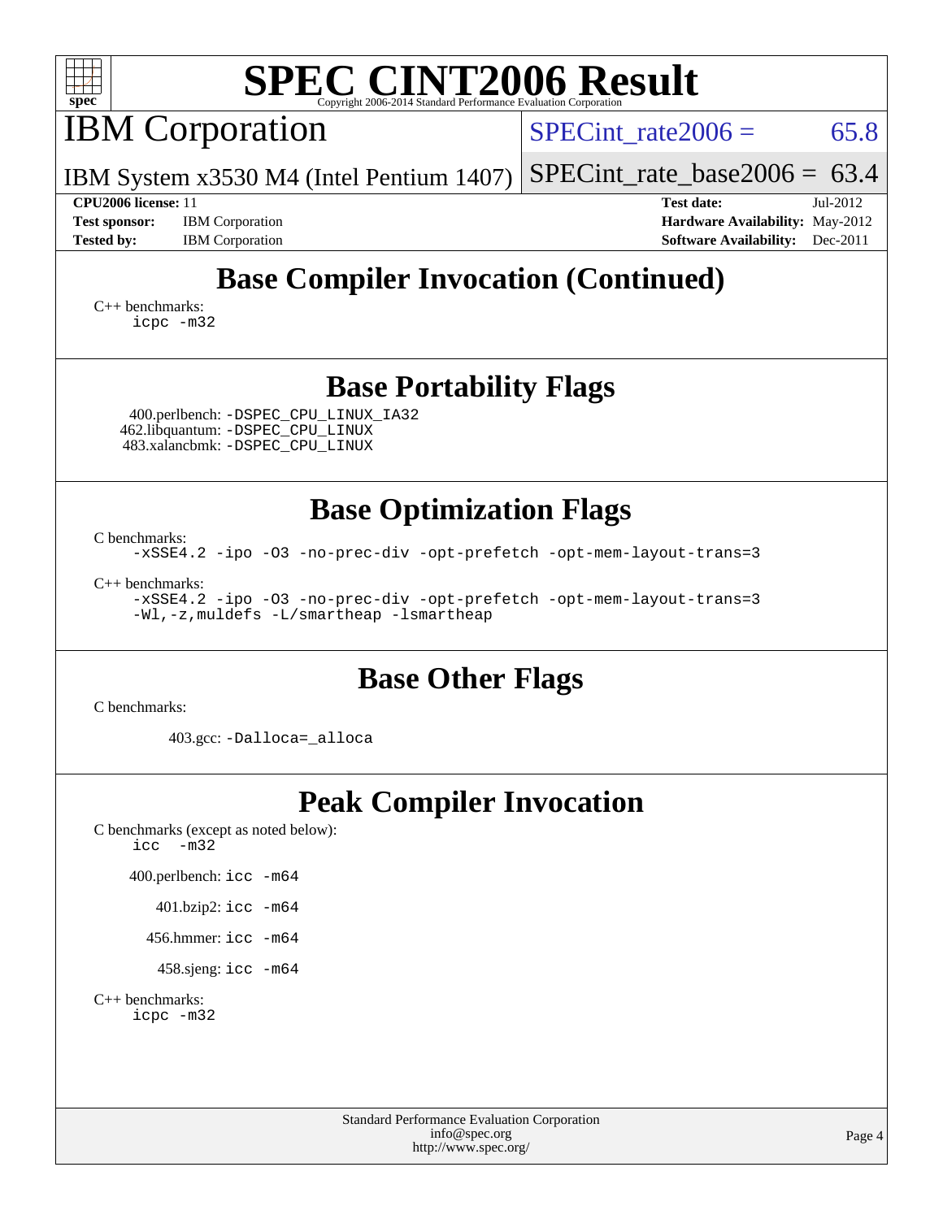# SPEC CINT2006 Result

Copyright 2006-2014 Standard Performance Evaluation Corporation

## IBM Corporation

IBM System x3530 M4 (Intel Pentium 1407)

SPECint_rate2006 = 65.8

SPECint_rate_base2006 = 63.4

**CPU2006 license:** 11
**Test sponsor:** IBM Corporation
**Tested by:** IBM Corporation

**Test date:** Jul-2012
**Hardware Availability:** May-2012
**Software Availability:** Dec-2011

## Base Compiler Invocation (Continued)

C++ benchmarks:
```
icpc -m32
```

## Base Portability Flags

400.perlbench: `-DSPEC_CPU_LINUX_IA32`
462.libquantum: `-DSPEC_CPU_LINUX`
483.xalancbmk: `-DSPEC_CPU_LINUX`

## Base Optimization Flags

C benchmarks:
```
-xSSE4.2 -ipo -O3 -no-prec-div -opt-prefetch -opt-mem-layout-trans=3
```

C++ benchmarks:
```
-xSSE4.2 -ipo -O3 -no-prec-div -opt-prefetch -opt-mem-layout-trans=3
-Wl,-z,muldefs -L/smartheap -lsmartheap
```

## Base Other Flags

C benchmarks:

403.gcc: `-Dalloca=_alloca`

## Peak Compiler Invocation

C benchmarks (except as noted below):
```
icc   -m32
```

400.perlbench: `icc -m64`

401.bzip2: `icc -m64`

456.hmmer: `icc -m64`

458.sjeng: `icc -m64`

C++ benchmarks:
```
icpc -m32
```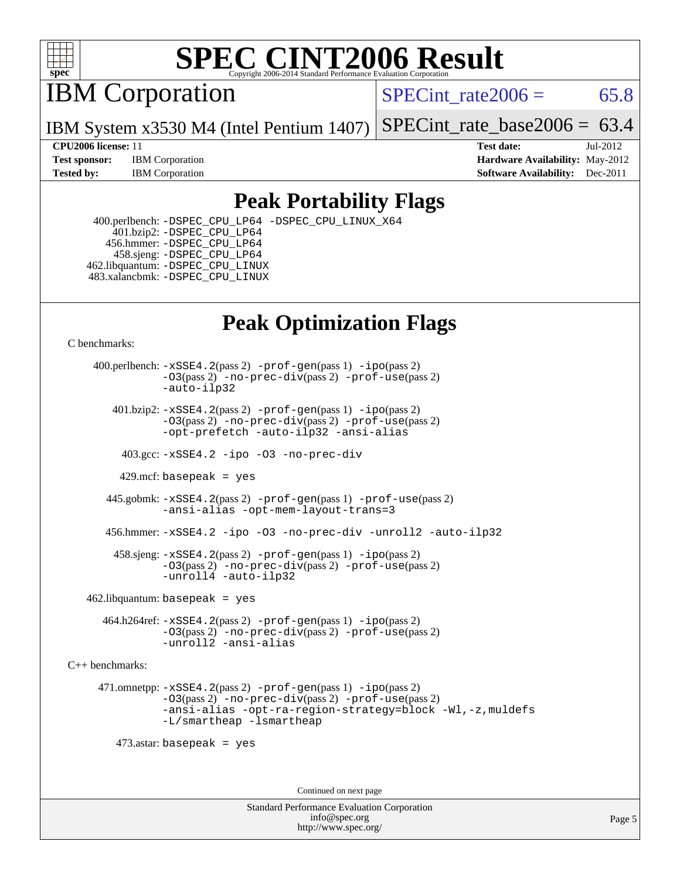# SPEC CINT2006 Result

Copyright 2006-2014 Standard Performance Evaluation Corporation

## IBM Corporation

IBM System x3530 M4 (Intel Pentium 1407)

SPECint_rate2006 = 65.8

SPECint_rate_base2006 = 63.4

**CPU2006 license:** 11
**Test sponsor:** IBM Corporation
**Tested by:** IBM Corporation

**Test date:** Jul-2012
**Hardware Availability:** May-2012
**Software Availability:** Dec-2011

## Peak Portability Flags

400.perlbench: -DSPEC_CPU_LP64 -DSPEC_CPU_LINUX_X64
401.bzip2: -DSPEC_CPU_LP64
456.hmmer: -DSPEC_CPU_LP64
458.sjeng: -DSPEC_CPU_LP64
462.libquantum: -DSPEC_CPU_LINUX
483.xalancbmk: -DSPEC_CPU_LINUX

## Peak Optimization Flags

C benchmarks:

400.perlbench: -xSSE4.2(pass 2) -prof-gen(pass 1) -ipo(pass 2) -O3(pass 2) -no-prec-div(pass 2) -prof-use(pass 2) -auto-ilp32

401.bzip2: -xSSE4.2(pass 2) -prof-gen(pass 1) -ipo(pass 2) -O3(pass 2) -no-prec-div(pass 2) -prof-use(pass 2) -opt-prefetch -auto-ilp32 -ansi-alias

403.gcc: -xSSE4.2 -ipo -O3 -no-prec-div

429.mcf: basepeak = yes

445.gobmk: -xSSE4.2(pass 2) -prof-gen(pass 1) -prof-use(pass 2) -ansi-alias -opt-mem-layout-trans=3

456.hmmer: -xSSE4.2 -ipo -O3 -no-prec-div -unroll2 -auto-ilp32

458.sjeng: -xSSE4.2(pass 2) -prof-gen(pass 1) -ipo(pass 2) -O3(pass 2) -no-prec-div(pass 2) -prof-use(pass 2) -unroll4 -auto-ilp32

462.libquantum: basepeak = yes

464.h264ref: -xSSE4.2(pass 2) -prof-gen(pass 1) -ipo(pass 2) -O3(pass 2) -no-prec-div(pass 2) -prof-use(pass 2) -unroll2 -ansi-alias

C++ benchmarks:

471.omnetpp: -xSSE4.2(pass 2) -prof-gen(pass 1) -ipo(pass 2) -O3(pass 2) -no-prec-div(pass 2) -prof-use(pass 2) -ansi-alias -opt-ra-region-strategy=block -Wl,-z,muldefs -L/smartheap -lsmartheap

473.astar: basepeak = yes

Continued on next page

Standard Performance Evaluation Corporation
info@spec.org
http://www.spec.org/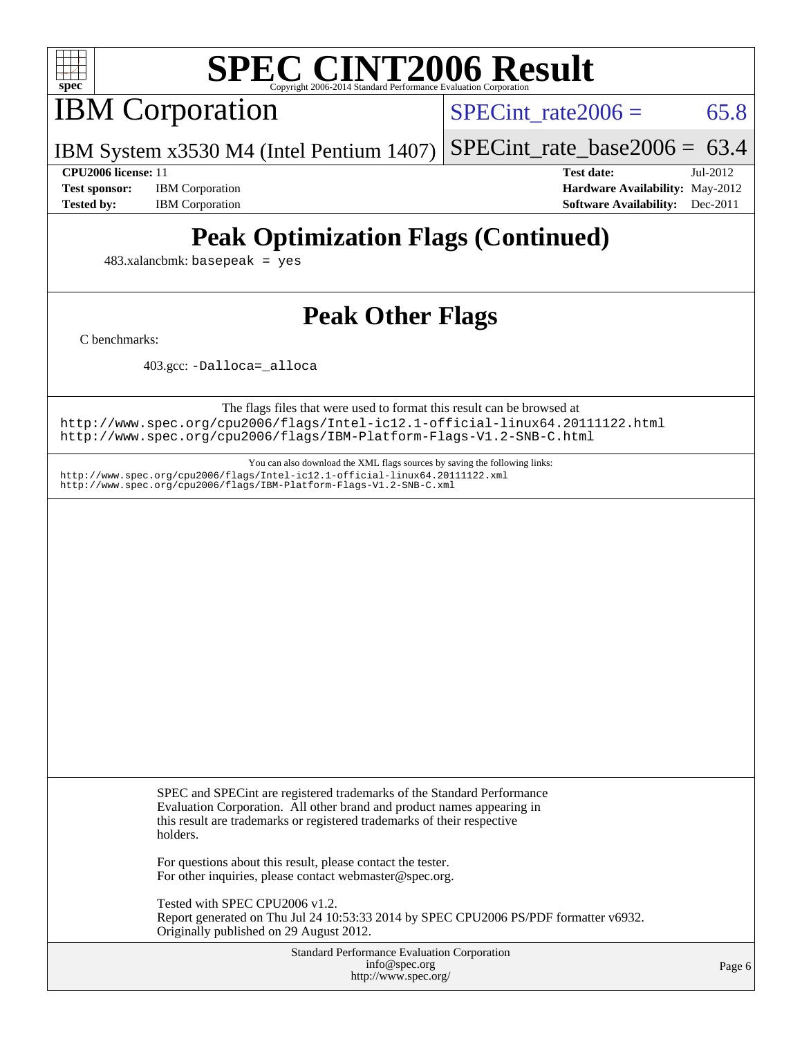# Peak Optimization Flags (Continued)

483.xalancbmk: basepeak = yes

# Peak Other Flags

C benchmarks:

403.gcc: -Dalloca=_alloca

The flags files that were used to format this result can be browsed at
http://www.spec.org/cpu2006/flags/Intel-ic12.1-official-linux64.20111122.html
http://www.spec.org/cpu2006/flags/IBM-Platform-Flags-V1.2-SNB-C.html

You can also download the XML flags sources by saving the following links:
http://www.spec.org/cpu2006/flags/Intel-ic12.1-official-linux64.20111122.xml
http://www.spec.org/cpu2006/flags/IBM-Platform-Flags-V1.2-SNB-C.xml

SPEC and SPECint are registered trademarks of the Standard Performance Evaluation Corporation. All other brand and product names appearing in this result are trademarks or registered trademarks of their respective holders.

For questions about this result, please contact the tester.
For other inquiries, please contact webmaster@spec.org.

Tested with SPEC CPU2006 v1.2.
Report generated on Thu Jul 24 10:53:33 2014 by SPEC CPU2006 PS/PDF formatter v6932.
Originally published on 29 August 2012.